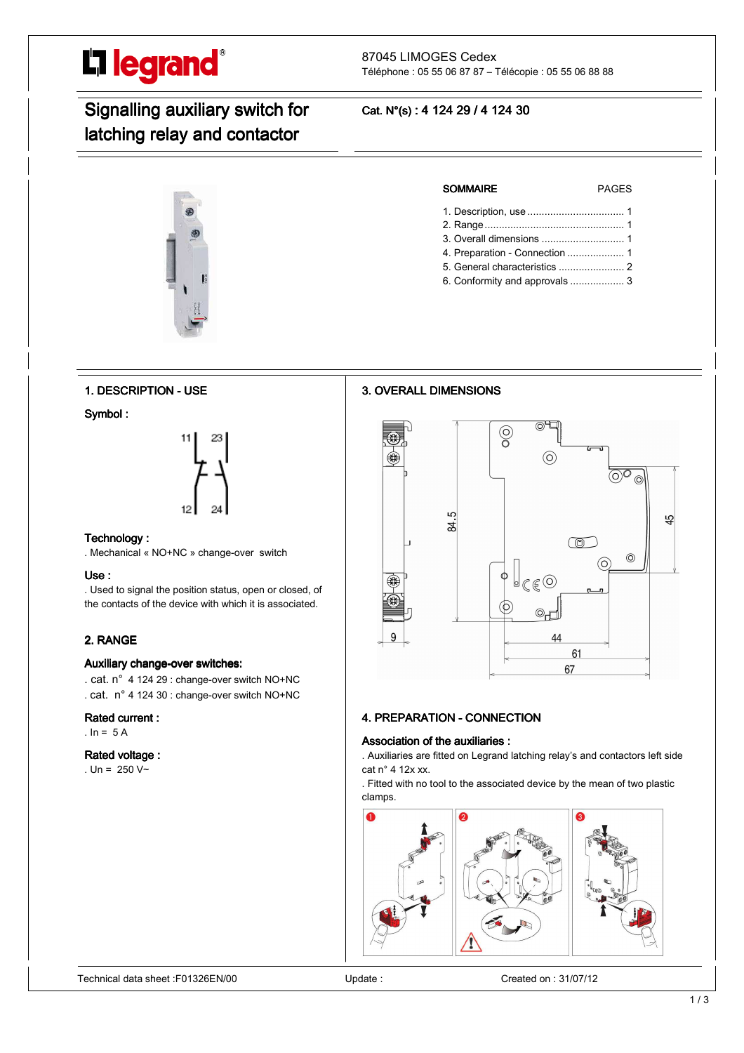87045 LIMOGES Cedex
Téléphone : 05 55 06 87 87 – Télécopie : 05 55 06 88 88

# Signalling auxiliary switch for latching relay and contactor

**Cat. N°(s) : 4 124 29 / 4 124 30**

| SOMMAIRE | PAGES |
|---|---|
| 1. Description, use | 1 |
| 2. Range | 1 |
| 3. Overall dimensions | 1 |
| 4. Preparation - Connection | 1 |
| 5. General characteristics | 2 |
| 6. Conformity and approvals | 3 |

## 1. DESCRIPTION - USE

**Symbol :**

11 23
12 24

**Technology :**

. Mechanical « NO+NC » change-over switch

**Use :**

. Used to signal the position status, open or closed, of the contacts of the device with which it is associated.

## 2. RANGE

**Auxiliary change-over switches:**

. cat. n° 4 124 29 : change-over switch NO+NC
. cat. n° 4 124 30 : change-over switch NO+NC

**Rated current :**

. In = 5 A

**Rated voltage :**

. Un = 250 V~

## 3. OVERALL DIMENSIONS

84.5 — 45 — 9 — 44 — 61 — 67

## 4. PREPARATION - CONNECTION

**Association of the auxiliaries :**

. Auxiliaries are fitted on Legrand latching relay's and contactors left side cat n° 4 12x xx.

. Fitted with no tool to the associated device by the mean of two plastic clamps.

Technical data sheet :F01326EN/00 Update : Created on : 31/07/12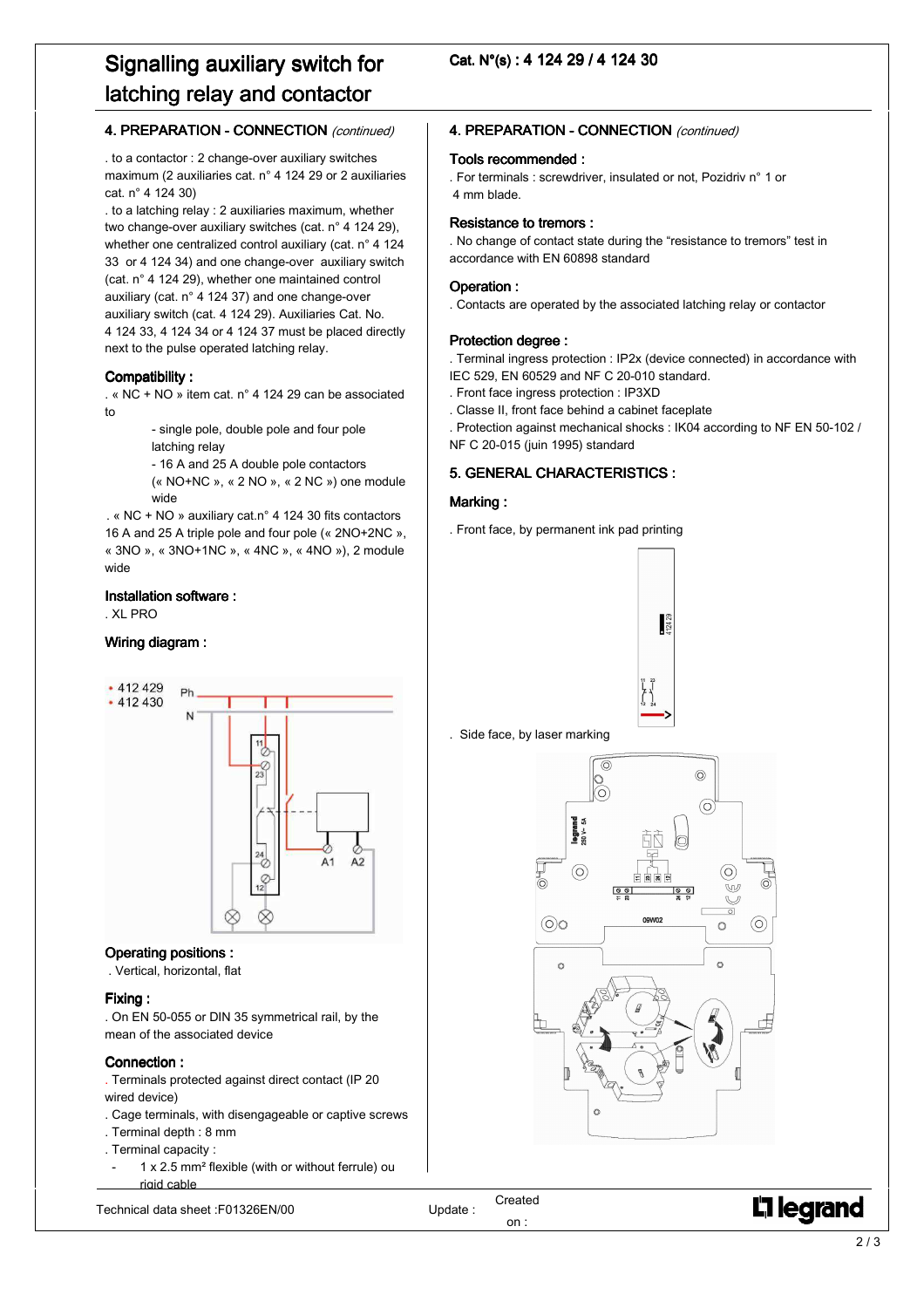# Signalling auxiliary switch for latching relay and contactor

**Cat. N°(s) : 4 124 29 / 4 124 30**

## 4. PREPARATION - CONNECTION *(continued)*

. to a contactor : 2 change-over auxiliary switches maximum (2 auxiliaries cat. n° 4 124 29 or 2 auxiliaries cat. n° 4 124 30)

. to a latching relay : 2 auxiliaries maximum, whether two change-over auxiliary switches (cat. n° 4 124 29), whether one centralized control auxiliary (cat. n° 4 124 33 or 4 124 34) and one change-over auxiliary switch (cat. n° 4 124 29), whether one maintained control auxiliary (cat. n° 4 124 37) and one change-over auxiliary switch (cat. 4 124 29). Auxiliaries Cat. No. 4 124 33, 4 124 34 or 4 124 37 must be placed directly next to the pulse operated latching relay.

### Compatibility :

. « NC + NO » item cat. n° 4 124 29 can be associated to

- single pole, double pole and four pole latching relay
- 16 A and 25 A double pole contactors (« NO+NC », « 2 NO », « 2 NC ») one module wide

. « NC + NO » auxiliary cat.n° 4 124 30 fits contactors 16 A and 25 A triple pole and four pole (« 2NO+2NC », « 3NO », « 3NO+1NC », « 4NC », « 4NO »), 2 module wide

### Installation software :

. XL PRO

### Wiring diagram :

- 412 429
- 412 430

### Operating positions :

. Vertical, horizontal, flat

### Fixing :

. On EN 50-055 or DIN 35 symmetrical rail, by the mean of the associated device

### Connection :

. Terminals protected against direct contact (IP 20 wired device)

. Cage terminals, with disengageable or captive screws

. Terminal depth : 8 mm

. Terminal capacity :

- 1 x 2.5 mm² flexible (with or without ferrule) ou rigid cable

## 4. PREPARATION - CONNECTION *(continued)*

### Tools recommended :

. For terminals : screwdriver, insulated or not, Pozidriv n° 1 or 4 mm blade.

### Resistance to tremors :

. No change of contact state during the "resistance to tremors" test in accordance with EN 60898 standard

### Operation :

. Contacts are operated by the associated latching relay or contactor

### Protection degree :

. Terminal ingress protection : IP2x (device connected) in accordance with IEC 529, EN 60529 and NF C 20-010 standard.

. Front face ingress protection : IP3XD

. Classe II, front face behind a cabinet faceplate

. Protection against mechanical shocks : IK04 according to NF EN 50-102 / NF C 20-015 (juin 1995) standard

## 5. GENERAL CHARACTERISTICS :

### Marking :

. Front face, by permanent ink pad printing

. Side face, by laser marking

Technical data sheet :F01326EN/00 | Update : | Created on :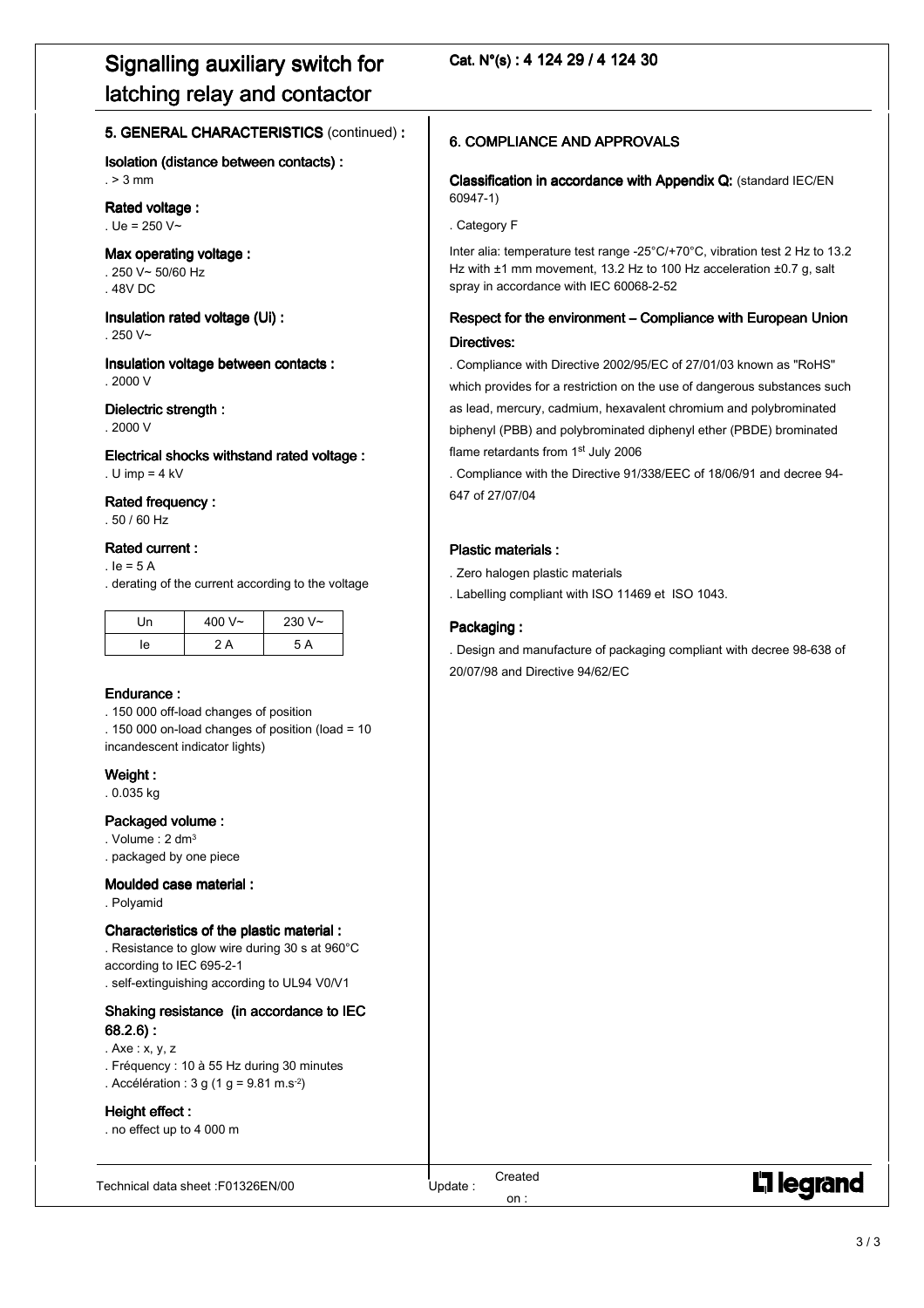# Signalling auxiliary switch for latching relay and contactor

Cat. N°(s) : 4 124 29 / 4 124 30

## 5. GENERAL CHARACTERISTICS (continued) :

**Isolation (distance between contacts) :**

. > 3 mm

**Rated voltage :**

. Ue = 250 V~

**Max operating voltage :**

. 250 V~ 50/60 Hz
. 48V DC

**Insulation rated voltage (Ui) :**

. 250 V~

**Insulation voltage between contacts :**

. 2000 V

**Dielectric strength :**

. 2000 V

**Electrical shocks withstand rated voltage :**

. U imp = 4 kV

**Rated frequency :**

. 50 / 60 Hz

**Rated current :**

. Ie = 5 A
. derating of the current according to the voltage

| Un | 400 V~ | 230 V~ |
|---|---|---|
| Ie | 2 A | 5 A |

**Endurance :**

. 150 000 off-load changes of position
. 150 000 on-load changes of position (load = 10 incandescent indicator lights)

**Weight :**

. 0.035 kg

**Packaged volume :**

. Volume : 2 $dm^3$
. packaged by one piece

**Moulded case material :**

. Polyamid

**Characteristics of the plastic material :**

. Resistance to glow wire during 30 s at 960°C according to IEC 695-2-1
. self-extinguishing according to UL94 V0/V1

**Shaking resistance (in accordance to IEC 68.2.6) :**

. Axe : x, y, z
. Fréquency : 10 à 55 Hz during 30 minutes
. Accélération : 3 g (1 g = 9.81 $m.s^{-2}$)

**Height effect :**

. no effect up to 4 000 m

## 6. COMPLIANCE AND APPROVALS

**Classification in accordance with Appendix Q:** (standard IEC/EN 60947-1)

. Category F

Inter alia: temperature test range -25°C/+70°C, vibration test 2 Hz to 13.2 Hz with ±1 mm movement, 13.2 Hz to 100 Hz acceleration ±0.7 g, salt spray in accordance with IEC 60068-2-52

**Respect for the environment – Compliance with European Union Directives:**

. Compliance with Directive 2002/95/EC of 27/01/03 known as "RoHS" which provides for a restriction on the use of dangerous substances such as lead, mercury, cadmium, hexavalent chromium and polybrominated biphenyl (PBB) and polybrominated diphenyl ether (PBDE) brominated flame retardants from 1st July 2006

. Compliance with the Directive 91/338/EEC of 18/06/91 and decree 94-647 of 27/07/04

**Plastic materials :**

. Zero halogen plastic materials
. Labelling compliant with ISO 11469 et ISO 1043.

**Packaging :**

. Design and manufacture of packaging compliant with decree 98-638 of 20/07/98 and Directive 94/62/EC

Technical data sheet :F01326EN/00 | Update : | Created on :